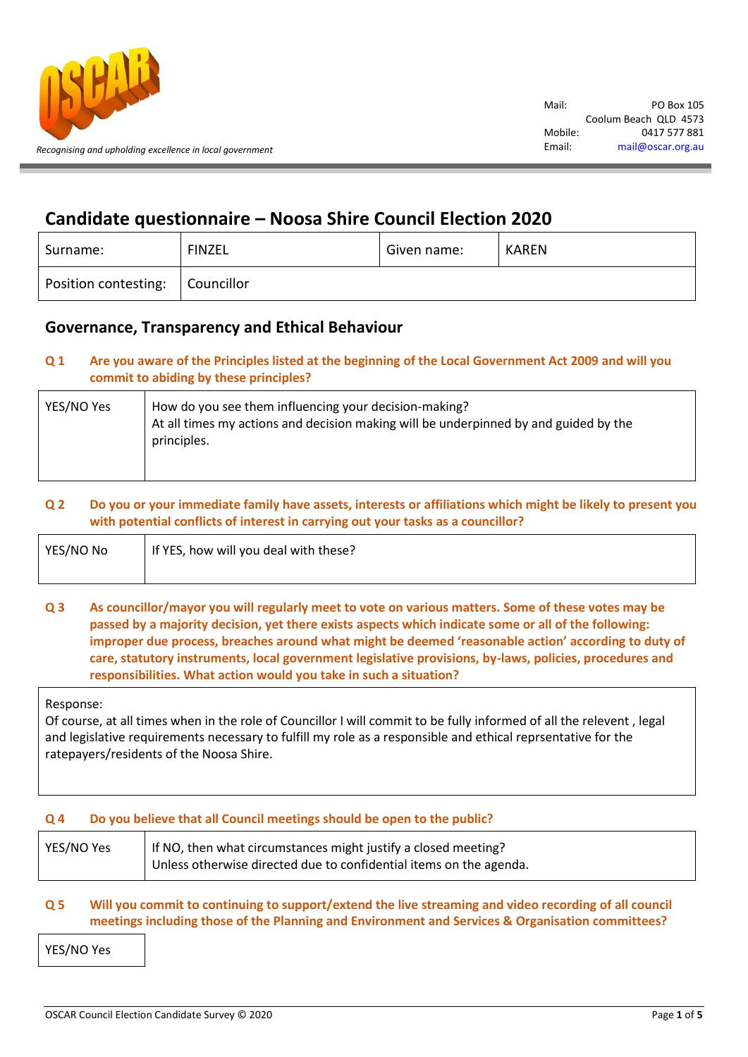Recognising and upholding excellence in local government

Mail: PO Box 105
Coolum Beach QLD 4573
Mobile: 0417 577 881
Email: mail@oscar.org.au

# Candidate questionnaire – Noosa Shire Council Election 2020

| Surname: | FINZEL | Given name: | KAREN |
|---|---|---|---|
| Position contesting: | Councillor | | |

## Governance, Transparency and Ethical Behaviour

**Q 1 Are you aware of the Principles listed at the beginning of the Local Government Act 2009 and will you commit to abiding by these principles?**

| YES/NO Yes | How do you see them influencing your decision-making? At all times my actions and decision making will be underpinned by and guided by the principles. |
|---|---|

**Q 2 Do you or your immediate family have assets, interests or affiliations which might be likely to present you with potential conflicts of interest in carrying out your tasks as a councillor?**

| YES/NO No | If YES, how will you deal with these? |
|---|---|

**Q 3 As councillor/mayor you will regularly meet to vote on various matters. Some of these votes may be passed by a majority decision, yet there exists aspects which indicate some or all of the following: improper due process, breaches around what might be deemed 'reasonable action' according to duty of care, statutory instruments, local government legislative provisions, by-laws, policies, procedures and responsibilities. What action would you take in such a situation?**

Response:
Of course, at all times when in the role of Councillor I will commit to be fully informed of all the relevent , legal and legislative requirements necessary to fulfill my role as a responsible and ethical reprsentative for the ratepayers/residents of the Noosa Shire.

**Q 4 Do you believe that all Council meetings should be open to the public?**

| YES/NO Yes | If NO, then what circumstances might justify a closed meeting? Unless otherwise directed due to confidential items on the agenda. |
|---|---|

**Q 5 Will you commit to continuing to support/extend the live streaming and video recording of all council meetings including those of the Planning and Environment and Services & Organisation committees?**

| YES/NO Yes |
|---|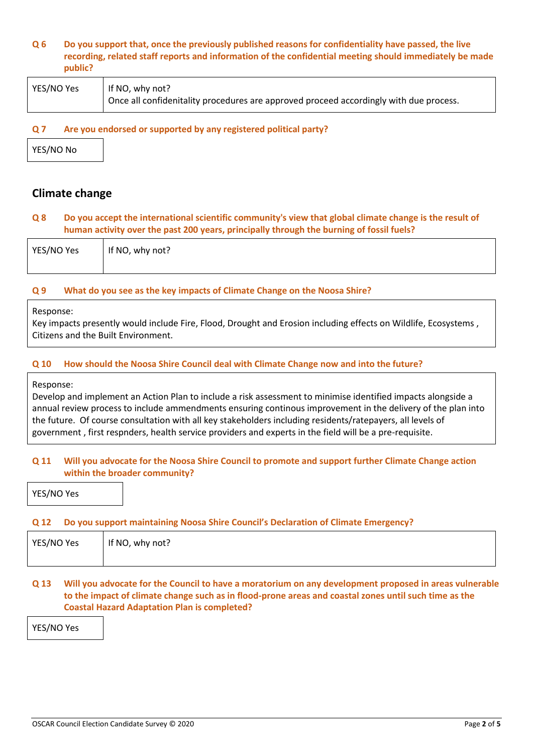**Q 6 Do you support that, once the previously published reasons for confidentiality have passed, the live recording, related staff reports and information of the confidential meeting should immediately be made public?**

| YES/NO Yes | If NO, why not? Once all confidenitality procedures are approved proceed accordingly with due process. |
|---|---|

**Q 7 Are you endorsed or supported by any registered political party?**

| YES/NO No |
|---|

## Climate change

**Q 8 Do you accept the international scientific community's view that global climate change is the result of human activity over the past 200 years, principally through the burning of fossil fuels?**

| YES/NO Yes | If NO, why not? |
|---|---|

**Q 9 What do you see as the key impacts of Climate Change on the Noosa Shire?**

Response:
Key impacts presently would include Fire, Flood, Drought and Erosion including effects on Wildlife, Ecosystems , Citizens and the Built Environment.

**Q 10 How should the Noosa Shire Council deal with Climate Change now and into the future?**

Response:
Develop and implement an Action Plan to include a risk assessment to minimise identified impacts alongside a annual review process to include ammendments ensuring continous improvement in the delivery of the plan into the future. Of course consultation with all key stakeholders including residents/ratepayers, all levels of government , first respnders, health service providers and experts in the field will be a pre-requisite.

**Q 11 Will you advocate for the Noosa Shire Council to promote and support further Climate Change action within the broader community?**

| YES/NO Yes |
|---|

**Q 12 Do you support maintaining Noosa Shire Council's Declaration of Climate Emergency?**

| YES/NO Yes | If NO, why not? |
|---|---|

**Q 13 Will you advocate for the Council to have a moratorium on any development proposed in areas vulnerable to the impact of climate change such as in flood-prone areas and coastal zones until such time as the Coastal Hazard Adaptation Plan is completed?**

| YES/NO Yes |
|---|

OSCAR Council Election Candidate Survey © 2020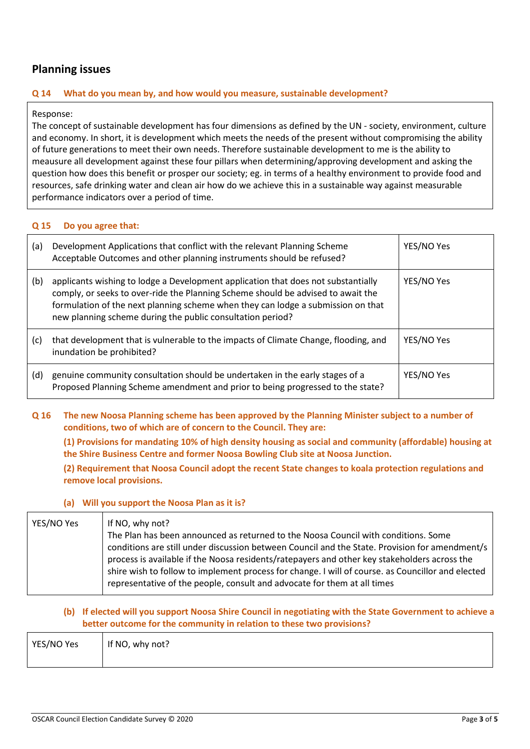## Planning issues

**Q 14 What do you mean by, and how would you measure, sustainable development?**

| Response: |
|---|
| The concept of sustainable development has four dimensions as defined by the UN - society, environment, culture and economy. In short, it is development which meets the needs of the present without compromising the ability of future generations to meet their own needs. Therefore sustainable development to me is the ability to meausure all development against these four pillars when determining/approving development and asking the question how does this benefit or prosper our society; eg. in terms of a healthy environment to provide food and resources, safe drinking water and clean air how do we achieve this in a sustainable way against measurable performance indicators over a period of time. |

**Q 15 Do you agree that:**

| | | |
|---|---|---|
| (a) | Development Applications that conflict with the relevant Planning Scheme Acceptable Outcomes and other planning instruments should be refused? | YES/NO Yes |
| (b) | applicants wishing to lodge a Development application that does not substantially comply, or seeks to over-ride the Planning Scheme should be advised to await the formulation of the next planning scheme when they can lodge a submission on that new planning scheme during the public consultation period? | YES/NO Yes |
| (c) | that development that is vulnerable to the impacts of Climate Change, flooding, and inundation be prohibited? | YES/NO Yes |
| (d) | genuine community consultation should be undertaken in the early stages of a Proposed Planning Scheme amendment and prior to being progressed to the state? | YES/NO Yes |

**Q 16 The new Noosa Planning scheme has been approved by the Planning Minister subject to a number of conditions, two of which are of concern to the Council. They are:**

**(1) Provisions for mandating 10% of high density housing as social and community (affordable) housing at the Shire Business Centre and former Noosa Bowling Club site at Noosa Junction.**

**(2) Requirement that Noosa Council adopt the recent State changes to koala protection regulations and remove local provisions.**

**(a) Will you support the Noosa Plan as it is?**

| | |
|---|---|
| YES/NO Yes | If NO, why not?<br>The Plan has been announced as returned to the Noosa Council with conditions. Some conditions are still under discussion between Council and the State. Provision for amendment/s process is available if the Noosa residents/ratepayers and other key stakeholders across the shire wish to follow to implement process for change. I will of course. as Councillor and elected representative of the people, consult and advocate for them at all times |

**(b) If elected will you support Noosa Shire Council in negotiating with the State Government to achieve a better outcome for the community in relation to these two provisions?**

| | |
|---|---|
| YES/NO Yes | If NO, why not? |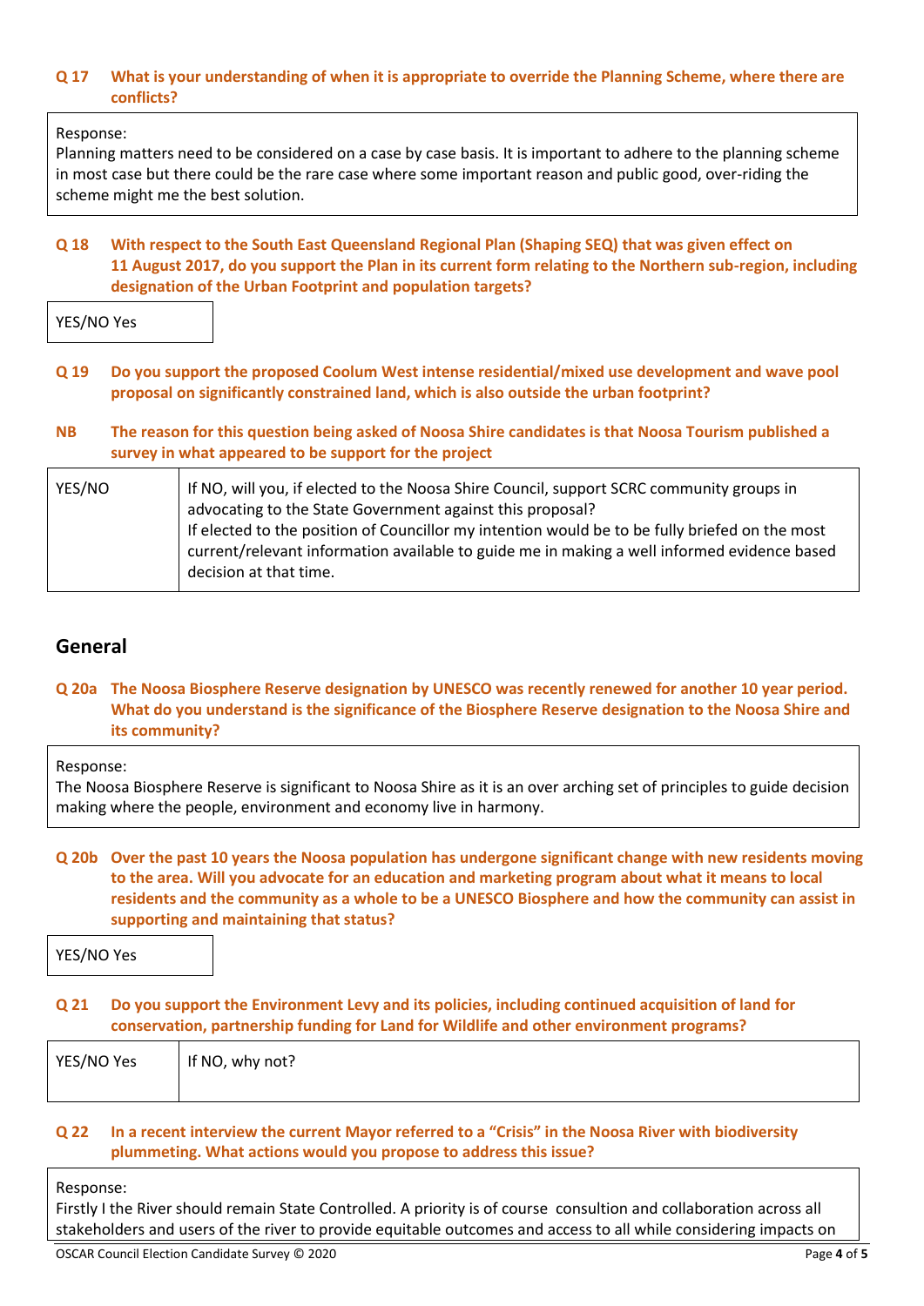**Q 17 What is your understanding of when it is appropriate to override the Planning Scheme, where there are conflicts?**

| Response: |
|---|
| Planning matters need to be considered on a case by case basis. It is important to adhere to the planning scheme in most case but there could be the rare case where some important reason and public good, over-riding the scheme might me the best solution. |

**Q 18 With respect to the South East Queensland Regional Plan (Shaping SEQ) that was given effect on 11 August 2017, do you support the Plan in its current form relating to the Northern sub-region, including designation of the Urban Footprint and population targets?**

| YES/NO Yes |
|---|

**Q 19 Do you support the proposed Coolum West intense residential/mixed use development and wave pool proposal on significantly constrained land, which is also outside the urban footprint?**

**NB The reason for this question being asked of Noosa Shire candidates is that Noosa Tourism published a survey in what appeared to be support for the project**

| YES/NO | If NO, will you, if elected to the Noosa Shire Council, support SCRC community groups in advocating to the State Government against this proposal?<br>If elected to the position of Councillor my intention would be to be fully briefed on the most current/relevant information available to guide me in making a well informed evidence based decision at that time. |
|---|---|

## General

**Q 20a The Noosa Biosphere Reserve designation by UNESCO was recently renewed for another 10 year period. What do you understand is the significance of the Biosphere Reserve designation to the Noosa Shire and its community?**

| Response: |
|---|
| The Noosa Biosphere Reserve is significant to Noosa Shire as it is an over arching set of principles to guide decision making where the people, environment and economy live in harmony. |

**Q 20b Over the past 10 years the Noosa population has undergone significant change with new residents moving to the area. Will you advocate for an education and marketing program about what it means to local residents and the community as a whole to be a UNESCO Biosphere and how the community can assist in supporting and maintaining that status?**

| YES/NO Yes |
|---|

**Q 21 Do you support the Environment Levy and its policies, including continued acquisition of land for conservation, partnership funding for Land for Wildlife and other environment programs?**

| YES/NO Yes | If NO, why not? |
|---|---|

**Q 22 In a recent interview the current Mayor referred to a "Crisis" in the Noosa River with biodiversity plummeting. What actions would you propose to address this issue?**

| Response: |
|---|
| Firstly I the River should remain State Controlled. A priority is of course consultion and collaboration across all stakeholders and users of the river to provide equitable outcomes and access to all while considering impacts on |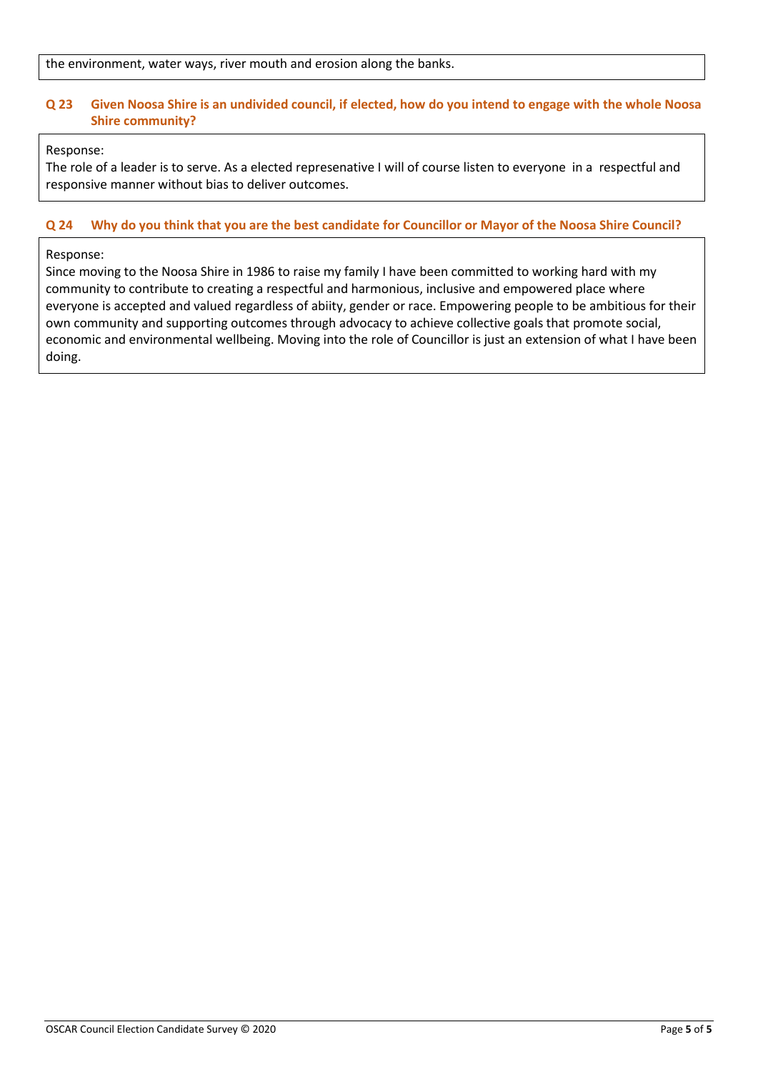the environment, water ways, river mouth and erosion along the banks.

### Q 23 Given Noosa Shire is an undivided council, if elected, how do you intend to engage with the whole Noosa Shire community?

Response:
The role of a leader is to serve. As a elected represenative I will of course listen to everyone in a respectful and responsive manner without bias to deliver outcomes.

### Q 24 Why do you think that you are the best candidate for Councillor or Mayor of the Noosa Shire Council?

Response:
Since moving to the Noosa Shire in 1986 to raise my family I have been committed to working hard with my community to contribute to creating a respectful and harmonious, inclusive and empowered place where everyone is accepted and valued regardless of abiity, gender or race. Empowering people to be ambitious for their own community and supporting outcomes through advocacy to achieve collective goals that promote social, economic and environmental wellbeing. Moving into the role of Councillor is just an extension of what I have been doing.